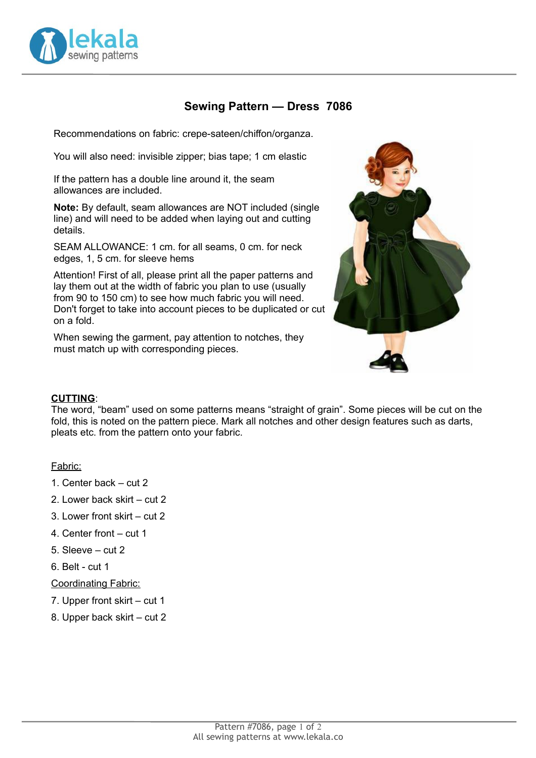# Sewing Pattern — Dress 7086

Recommendations on fabric: crepe-sateen/chiffon/organza.

You will also need: invisible zipper; bias tape; 1 cm elastic

If the pattern has a double line around it, the seam allowances are included.

**Note:** By default, seam allowances are NOT included (single line) and will need to be added when laying out and cutting details.

SEAM ALLOWANCE: 1 cm. for all seams, 0 cm. for neck edges, 1, 5 cm. for sleeve hems

Attention! First of all, please print all the paper patterns and lay them out at the width of fabric you plan to use (usually from 90 to 150 cm) to see how much fabric you will need. Don't forget to take into account pieces to be duplicated or cut on a fold.

When sewing the garment, pay attention to notches, they must match up with corresponding pieces.

## CUTTING:

The word, "beam" used on some patterns means "straight of grain". Some pieces will be cut on the fold, this is noted on the pattern piece. Mark all notches and other design features such as darts, pleats etc. from the pattern onto your fabric.

Fabric:

1. Center back – cut 2
2. Lower back skirt – cut 2
3. Lower front skirt – cut 2
4. Center front – cut 1
5. Sleeve – cut 2
6. Belt - cut 1

Coordinating Fabric:

7. Upper front skirt – cut 1
8. Upper back skirt – cut 2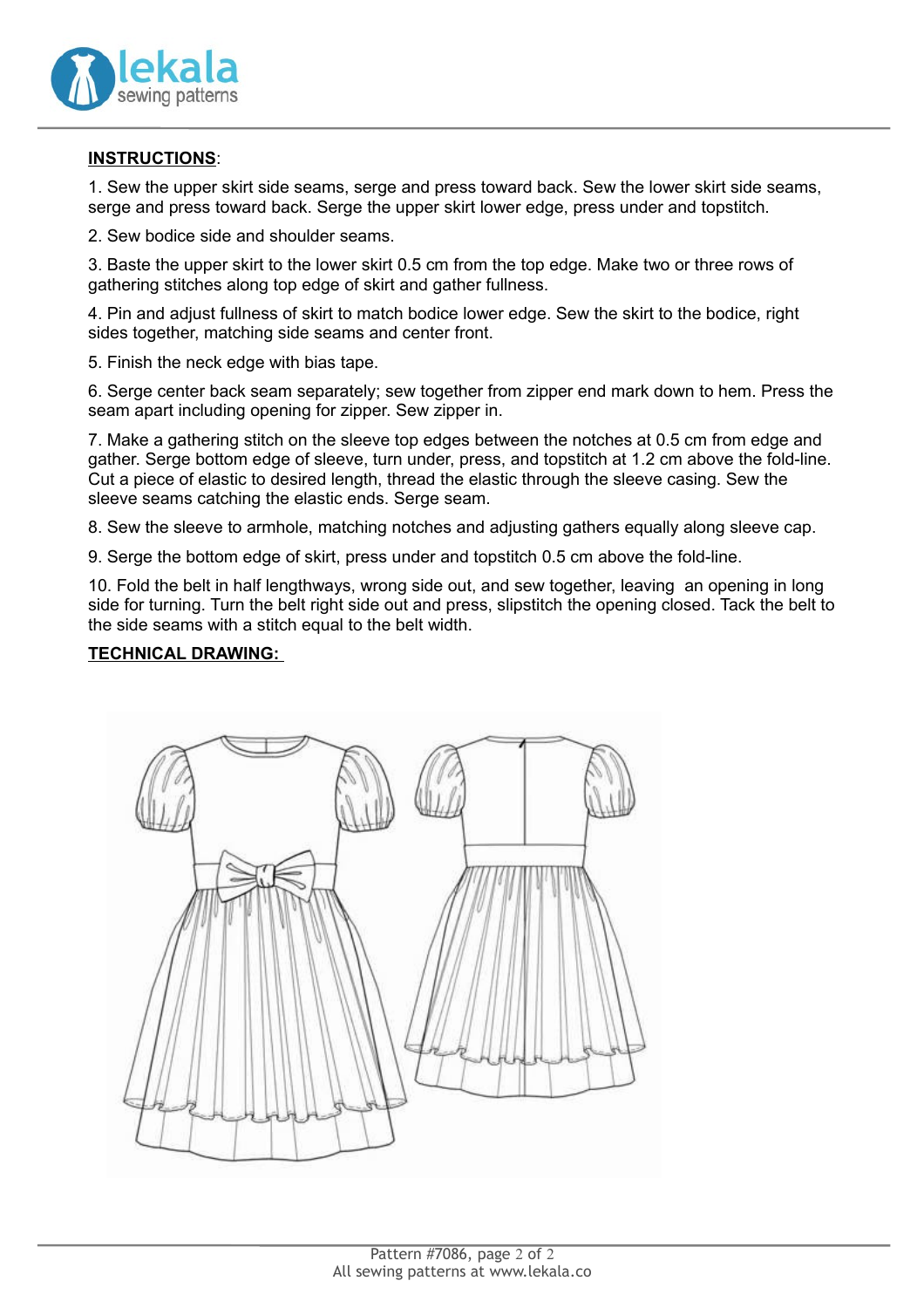**INSTRUCTIONS**:

1. Sew the upper skirt side seams, serge and press toward back. Sew the lower skirt side seams, serge and press toward back. Serge the upper skirt lower edge, press under and topstitch.

2. Sew bodice side and shoulder seams.

3. Baste the upper skirt to the lower skirt 0.5 cm from the top edge. Make two or three rows of gathering stitches along top edge of skirt and gather fullness.

4. Pin and adjust fullness of skirt to match bodice lower edge. Sew the skirt to the bodice, right sides together, matching side seams and center front.

5. Finish the neck edge with bias tape.

6. Serge center back seam separately; sew together from zipper end mark down to hem. Press the seam apart including opening for zipper. Sew zipper in.

7. Make a gathering stitch on the sleeve top edges between the notches at 0.5 cm from edge and gather. Serge bottom edge of sleeve, turn under, press, and topstitch at 1.2 cm above the fold-line. Cut a piece of elastic to desired length, thread the elastic through the sleeve casing. Sew the sleeve seams catching the elastic ends. Serge seam.

8. Sew the sleeve to armhole, matching notches and adjusting gathers equally along sleeve cap.

9. Serge the bottom edge of skirt, press under and topstitch 0.5 cm above the fold-line.

10. Fold the belt in half lengthways, wrong side out, and sew together, leaving an opening in long side for turning. Turn the belt right side out and press, slipstitch the opening closed. Tack the belt to the side seams with a stitch equal to the belt width.

**TECHNICAL DRAWING:**